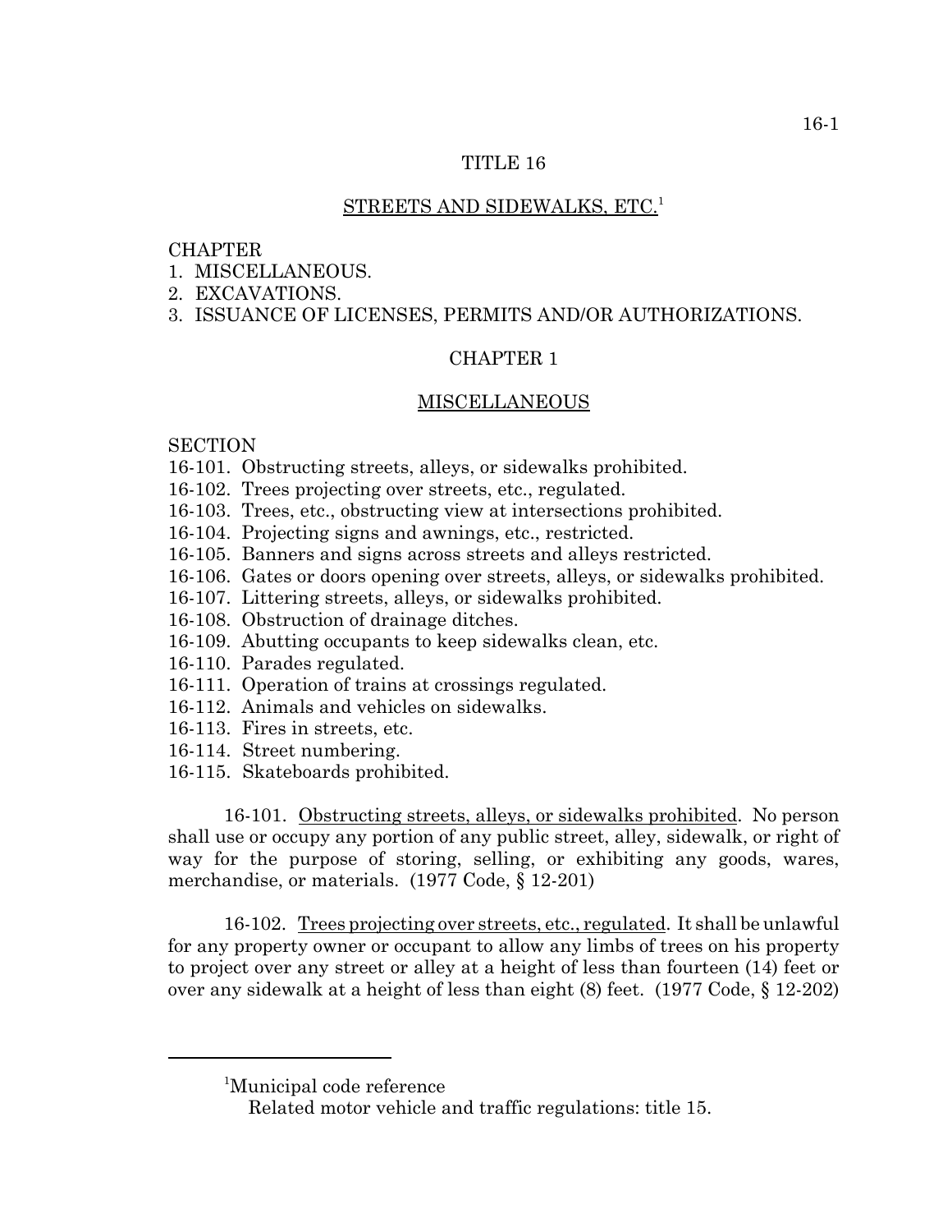# TITLE 16

## STREETS AND SIDEWALKS, ETC.[1]

CHAPTER
1. MISCELLANEOUS.
2. EXCAVATIONS.
3. ISSUANCE OF LICENSES, PERMITS AND/OR AUTHORIZATIONS.

## CHAPTER 1

## MISCELLANEOUS

SECTION
16-101. Obstructing streets, alleys, or sidewalks prohibited.
16-102. Trees projecting over streets, etc., regulated.
16-103. Trees, etc., obstructing view at intersections prohibited.
16-104. Projecting signs and awnings, etc., restricted.
16-105. Banners and signs across streets and alleys restricted.
16-106. Gates or doors opening over streets, alleys, or sidewalks prohibited.
16-107. Littering streets, alleys, or sidewalks prohibited.
16-108. Obstruction of drainage ditches.
16-109. Abutting occupants to keep sidewalks clean, etc.
16-110. Parades regulated.
16-111. Operation of trains at crossings regulated.
16-112. Animals and vehicles on sidewalks.
16-113. Fires in streets, etc.
16-114. Street numbering.
16-115. Skateboards prohibited.

16-101. Obstructing streets, alleys, or sidewalks prohibited. No person shall use or occupy any portion of any public street, alley, sidewalk, or right of way for the purpose of storing, selling, or exhibiting any goods, wares, merchandise, or materials. (1977 Code, § 12-201)

16-102. Trees projecting over streets, etc., regulated. It shall be unlawful for any property owner or occupant to allow any limbs of trees on his property to project over any street or alley at a height of less than fourteen (14) feet or over any sidewalk at a height of less than eight (8) feet. (1977 Code, § 12-202)

---

[1]Municipal code reference
Related motor vehicle and traffic regulations: title 15.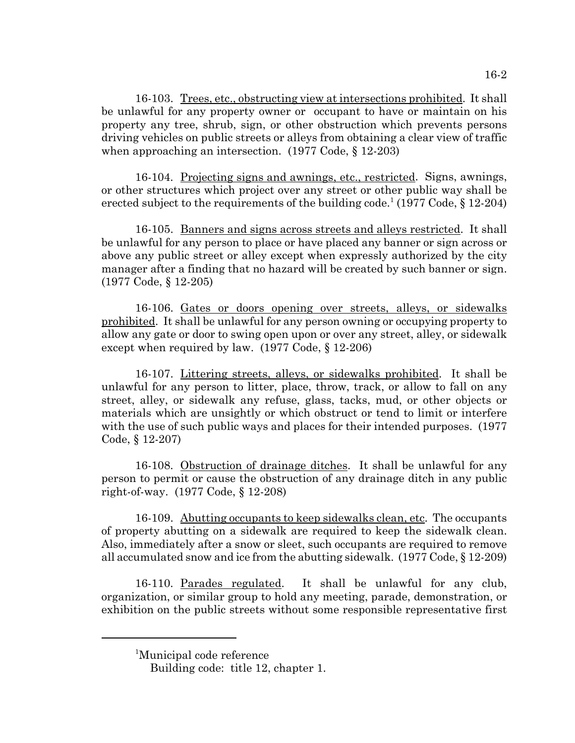16-103. Trees, etc., obstructing view at intersections prohibited. It shall be unlawful for any property owner or occupant to have or maintain on his property any tree, shrub, sign, or other obstruction which prevents persons driving vehicles on public streets or alleys from obtaining a clear view of traffic when approaching an intersection. (1977 Code, § 12-203)

16-104. Projecting signs and awnings, etc., restricted. Signs, awnings, or other structures which project over any street or other public way shall be erected subject to the requirements of the building code.[1] (1977 Code, § 12-204)

16-105. Banners and signs across streets and alleys restricted. It shall be unlawful for any person to place or have placed any banner or sign across or above any public street or alley except when expressly authorized by the city manager after a finding that no hazard will be created by such banner or sign. (1977 Code, § 12-205)

16-106. Gates or doors opening over streets, alleys, or sidewalks prohibited. It shall be unlawful for any person owning or occupying property to allow any gate or door to swing open upon or over any street, alley, or sidewalk except when required by law. (1977 Code, § 12-206)

16-107. Littering streets, alleys, or sidewalks prohibited. It shall be unlawful for any person to litter, place, throw, track, or allow to fall on any street, alley, or sidewalk any refuse, glass, tacks, mud, or other objects or materials which are unsightly or which obstruct or tend to limit or interfere with the use of such public ways and places for their intended purposes. (1977 Code, § 12-207)

16-108. Obstruction of drainage ditches. It shall be unlawful for any person to permit or cause the obstruction of any drainage ditch in any public right-of-way. (1977 Code, § 12-208)

16-109. Abutting occupants to keep sidewalks clean, etc. The occupants of property abutting on a sidewalk are required to keep the sidewalk clean. Also, immediately after a snow or sleet, such occupants are required to remove all accumulated snow and ice from the abutting sidewalk. (1977 Code, § 12-209)

16-110. Parades regulated. It shall be unlawful for any club, organization, or similar group to hold any meeting, parade, demonstration, or exhibition on the public streets without some responsible representative first

---

[1]Municipal code reference
Building code: title 12, chapter 1.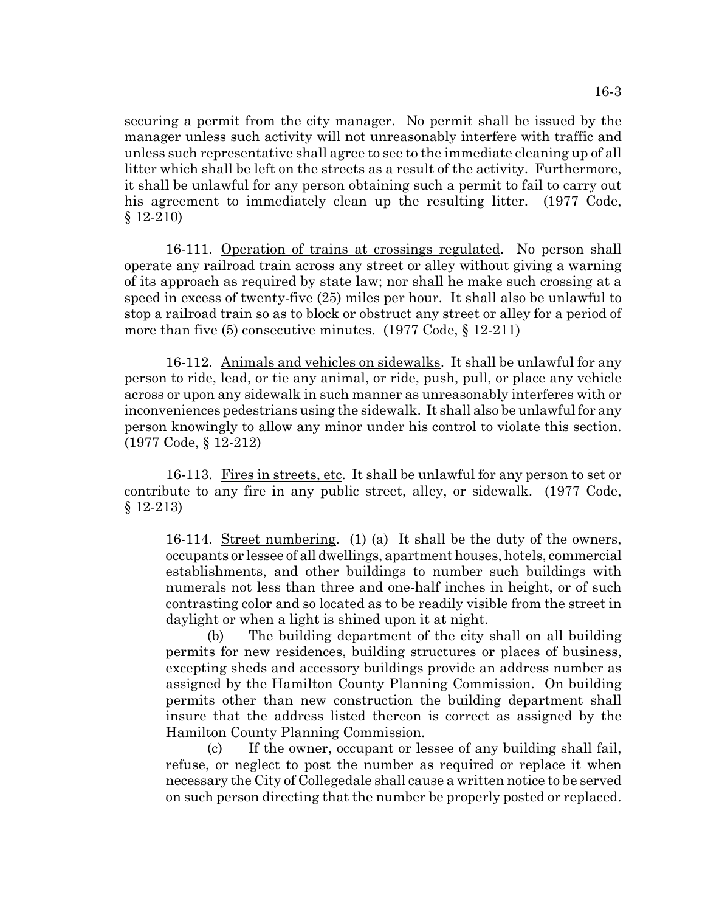securing a permit from the city manager. No permit shall be issued by the manager unless such activity will not unreasonably interfere with traffic and unless such representative shall agree to see to the immediate cleaning up of all litter which shall be left on the streets as a result of the activity. Furthermore, it shall be unlawful for any person obtaining such a permit to fail to carry out his agreement to immediately clean up the resulting litter. (1977 Code, § 12-210)

16-111. Operation of trains at crossings regulated. No person shall operate any railroad train across any street or alley without giving a warning of its approach as required by state law; nor shall he make such crossing at a speed in excess of twenty-five (25) miles per hour. It shall also be unlawful to stop a railroad train so as to block or obstruct any street or alley for a period of more than five (5) consecutive minutes. (1977 Code, § 12-211)

16-112. Animals and vehicles on sidewalks. It shall be unlawful for any person to ride, lead, or tie any animal, or ride, push, pull, or place any vehicle across or upon any sidewalk in such manner as unreasonably interferes with or inconveniences pedestrians using the sidewalk. It shall also be unlawful for any person knowingly to allow any minor under his control to violate this section. (1977 Code, § 12-212)

16-113. Fires in streets, etc. It shall be unlawful for any person to set or contribute to any fire in any public street, alley, or sidewalk. (1977 Code, § 12-213)

16-114. Street numbering. (1) (a) It shall be the duty of the owners, occupants or lessee of all dwellings, apartment houses, hotels, commercial establishments, and other buildings to number such buildings with numerals not less than three and one-half inches in height, or of such contrasting color and so located as to be readily visible from the street in daylight or when a light is shined upon it at night.

(b) The building department of the city shall on all building permits for new residences, building structures or places of business, excepting sheds and accessory buildings provide an address number as assigned by the Hamilton County Planning Commission. On building permits other than new construction the building department shall insure that the address listed thereon is correct as assigned by the Hamilton County Planning Commission.

(c) If the owner, occupant or lessee of any building shall fail, refuse, or neglect to post the number as required or replace it when necessary the City of Collegedale shall cause a written notice to be served on such person directing that the number be properly posted or replaced.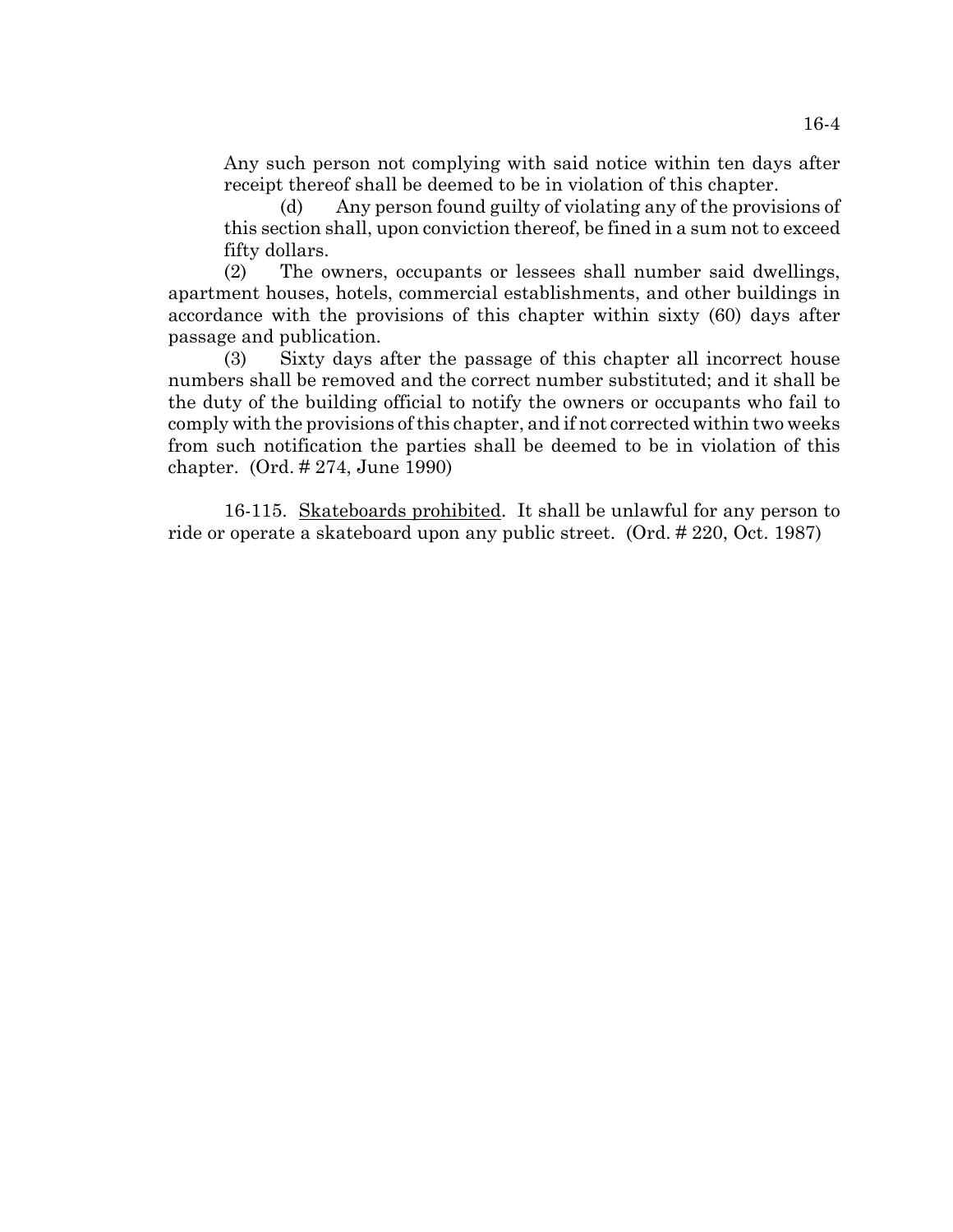Any such person not complying with said notice within ten days after receipt thereof shall be deemed to be in violation of this chapter.

(d) Any person found guilty of violating any of the provisions of this section shall, upon conviction thereof, be fined in a sum not to exceed fifty dollars.

(2) The owners, occupants or lessees shall number said dwellings, apartment houses, hotels, commercial establishments, and other buildings in accordance with the provisions of this chapter within sixty (60) days after passage and publication.

(3) Sixty days after the passage of this chapter all incorrect house numbers shall be removed and the correct number substituted; and it shall be the duty of the building official to notify the owners or occupants who fail to comply with the provisions of this chapter, and if not corrected within two weeks from such notification the parties shall be deemed to be in violation of this chapter. (Ord. # 274, June 1990)

16-115. Skateboards prohibited. It shall be unlawful for any person to ride or operate a skateboard upon any public street. (Ord. # 220, Oct. 1987)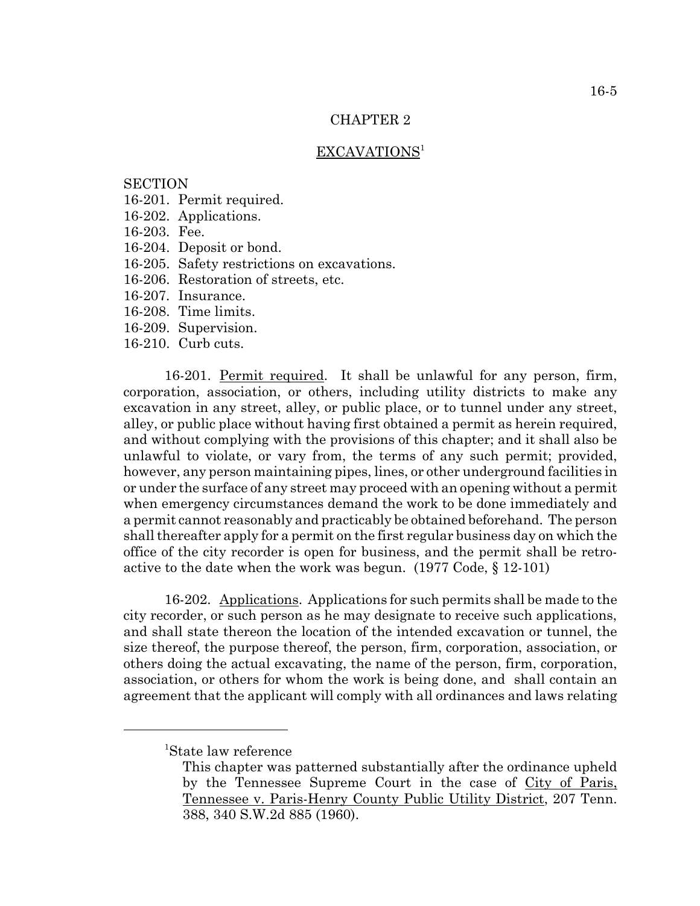## CHAPTER 2

## EXCAVATIONS[1]

SECTION

16-201. Permit required.
16-202. Applications.
16-203. Fee.
16-204. Deposit or bond.
16-205. Safety restrictions on excavations.
16-206. Restoration of streets, etc.
16-207. Insurance.
16-208. Time limits.
16-209. Supervision.
16-210. Curb cuts.

16-201. Permit required. It shall be unlawful for any person, firm, corporation, association, or others, including utility districts to make any excavation in any street, alley, or public place, or to tunnel under any street, alley, or public place without having first obtained a permit as herein required, and without complying with the provisions of this chapter; and it shall also be unlawful to violate, or vary from, the terms of any such permit; provided, however, any person maintaining pipes, lines, or other underground facilities in or under the surface of any street may proceed with an opening without a permit when emergency circumstances demand the work to be done immediately and a permit cannot reasonably and practicably be obtained beforehand. The person shall thereafter apply for a permit on the first regular business day on which the office of the city recorder is open for business, and the permit shall be retroactive to the date when the work was begun. (1977 Code, § 12-101)

16-202. Applications. Applications for such permits shall be made to the city recorder, or such person as he may designate to receive such applications, and shall state thereon the location of the intended excavation or tunnel, the size thereof, the purpose thereof, the person, firm, corporation, association, or others doing the actual excavating, the name of the person, firm, corporation, association, or others for whom the work is being done, and shall contain an agreement that the applicant will comply with all ordinances and laws relating

---

[1]State law reference

This chapter was patterned substantially after the ordinance upheld by the Tennessee Supreme Court in the case of City of Paris, Tennessee v. Paris-Henry County Public Utility District, 207 Tenn. 388, 340 S.W.2d 885 (1960).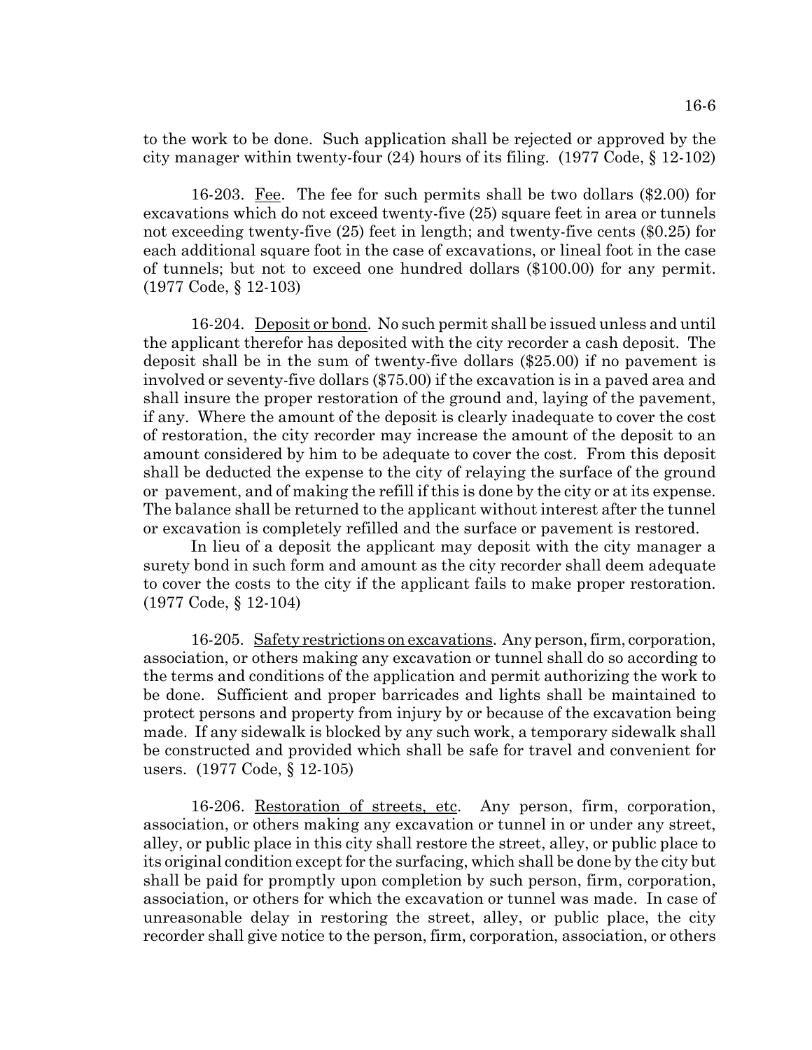to the work to be done. Such application shall be rejected or approved by the city manager within twenty-four (24) hours of its filing. (1977 Code, § 12-102)

16-203. Fee. The fee for such permits shall be two dollars ($2.00) for excavations which do not exceed twenty-five (25) square feet in area or tunnels not exceeding twenty-five (25) feet in length; and twenty-five cents ($0.25) for each additional square foot in the case of excavations, or lineal foot in the case of tunnels; but not to exceed one hundred dollars ($100.00) for any permit. (1977 Code, § 12-103)

16-204. Deposit or bond. No such permit shall be issued unless and until the applicant therefor has deposited with the city recorder a cash deposit. The deposit shall be in the sum of twenty-five dollars ($25.00) if no pavement is involved or seventy-five dollars ($75.00) if the excavation is in a paved area and shall insure the proper restoration of the ground and, laying of the pavement, if any. Where the amount of the deposit is clearly inadequate to cover the cost of restoration, the city recorder may increase the amount of the deposit to an amount considered by him to be adequate to cover the cost. From this deposit shall be deducted the expense to the city of relaying the surface of the ground or pavement, and of making the refill if this is done by the city or at its expense. The balance shall be returned to the applicant without interest after the tunnel or excavation is completely refilled and the surface or pavement is restored.

In lieu of a deposit the applicant may deposit with the city manager a surety bond in such form and amount as the city recorder shall deem adequate to cover the costs to the city if the applicant fails to make proper restoration. (1977 Code, § 12-104)

16-205. Safety restrictions on excavations. Any person, firm, corporation, association, or others making any excavation or tunnel shall do so according to the terms and conditions of the application and permit authorizing the work to be done. Sufficient and proper barricades and lights shall be maintained to protect persons and property from injury by or because of the excavation being made. If any sidewalk is blocked by any such work, a temporary sidewalk shall be constructed and provided which shall be safe for travel and convenient for users. (1977 Code, § 12-105)

16-206. Restoration of streets, etc. Any person, firm, corporation, association, or others making any excavation or tunnel in or under any street, alley, or public place in this city shall restore the street, alley, or public place to its original condition except for the surfacing, which shall be done by the city but shall be paid for promptly upon completion by such person, firm, corporation, association, or others for which the excavation or tunnel was made. In case of unreasonable delay in restoring the street, alley, or public place, the city recorder shall give notice to the person, firm, corporation, association, or others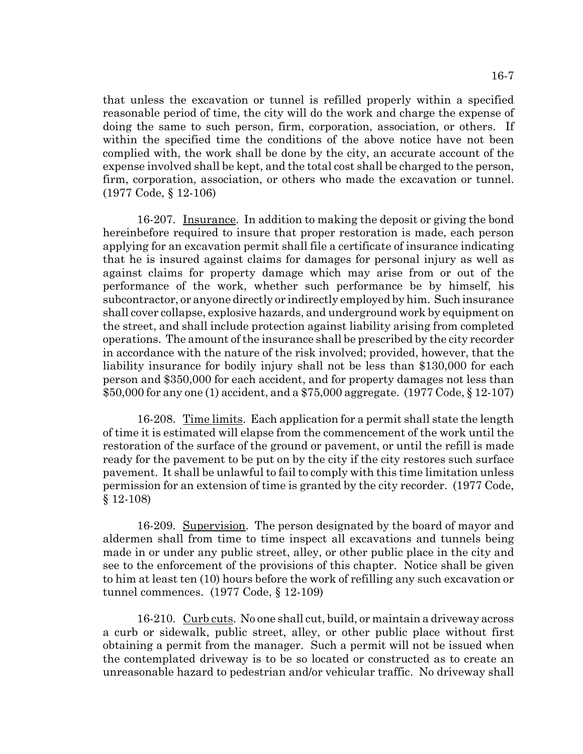that unless the excavation or tunnel is refilled properly within a specified reasonable period of time, the city will do the work and charge the expense of doing the same to such person, firm, corporation, association, or others. If within the specified time the conditions of the above notice have not been complied with, the work shall be done by the city, an accurate account of the expense involved shall be kept, and the total cost shall be charged to the person, firm, corporation, association, or others who made the excavation or tunnel. (1977 Code, § 12-106)

16-207. Insurance. In addition to making the deposit or giving the bond hereinbefore required to insure that proper restoration is made, each person applying for an excavation permit shall file a certificate of insurance indicating that he is insured against claims for damages for personal injury as well as against claims for property damage which may arise from or out of the performance of the work, whether such performance be by himself, his subcontractor, or anyone directly or indirectly employed by him. Such insurance shall cover collapse, explosive hazards, and underground work by equipment on the street, and shall include protection against liability arising from completed operations. The amount of the insurance shall be prescribed by the city recorder in accordance with the nature of the risk involved; provided, however, that the liability insurance for bodily injury shall not be less than $130,000 for each person and $350,000 for each accident, and for property damages not less than $50,000 for any one (1) accident, and a $75,000 aggregate. (1977 Code, § 12-107)

16-208. Time limits. Each application for a permit shall state the length of time it is estimated will elapse from the commencement of the work until the restoration of the surface of the ground or pavement, or until the refill is made ready for the pavement to be put on by the city if the city restores such surface pavement. It shall be unlawful to fail to comply with this time limitation unless permission for an extension of time is granted by the city recorder. (1977 Code, § 12-108)

16-209. Supervision. The person designated by the board of mayor and aldermen shall from time to time inspect all excavations and tunnels being made in or under any public street, alley, or other public place in the city and see to the enforcement of the provisions of this chapter. Notice shall be given to him at least ten (10) hours before the work of refilling any such excavation or tunnel commences. (1977 Code, § 12-109)

16-210. Curb cuts. No one shall cut, build, or maintain a driveway across a curb or sidewalk, public street, alley, or other public place without first obtaining a permit from the manager. Such a permit will not be issued when the contemplated driveway is to be so located or constructed as to create an unreasonable hazard to pedestrian and/or vehicular traffic. No driveway shall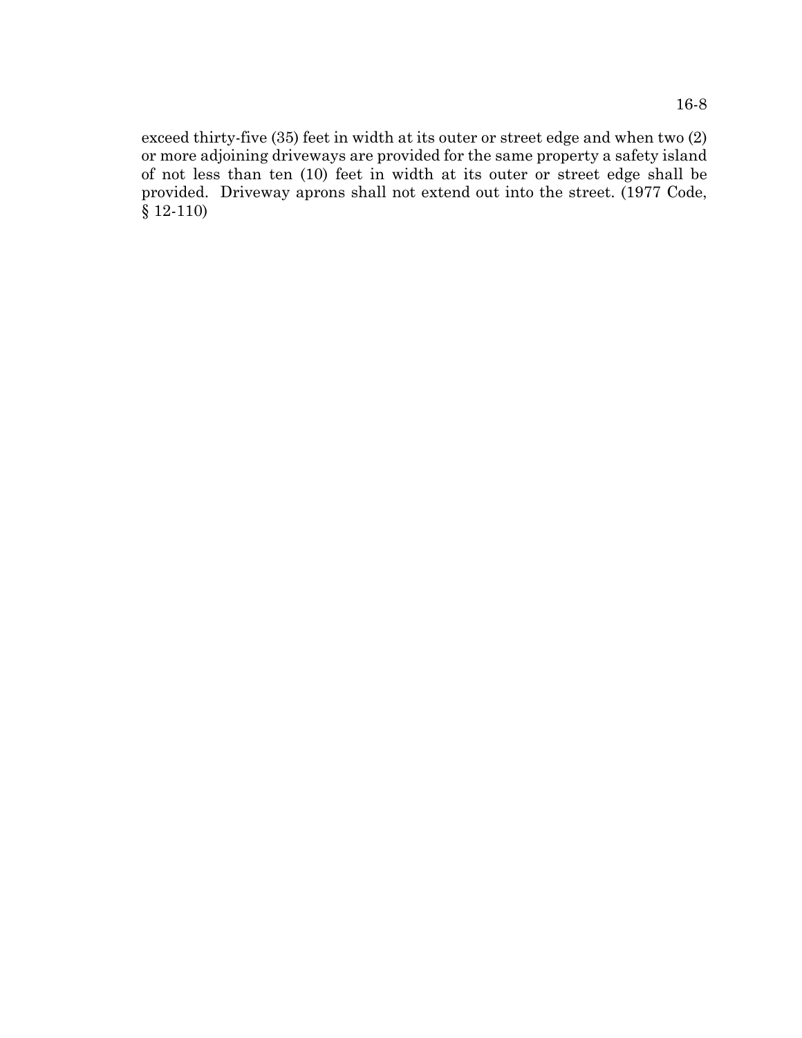exceed thirty-five (35) feet in width at its outer or street edge and when two (2) or more adjoining driveways are provided for the same property a safety island of not less than ten (10) feet in width at its outer or street edge shall be provided. Driveway aprons shall not extend out into the street. (1977 Code, § 12-110)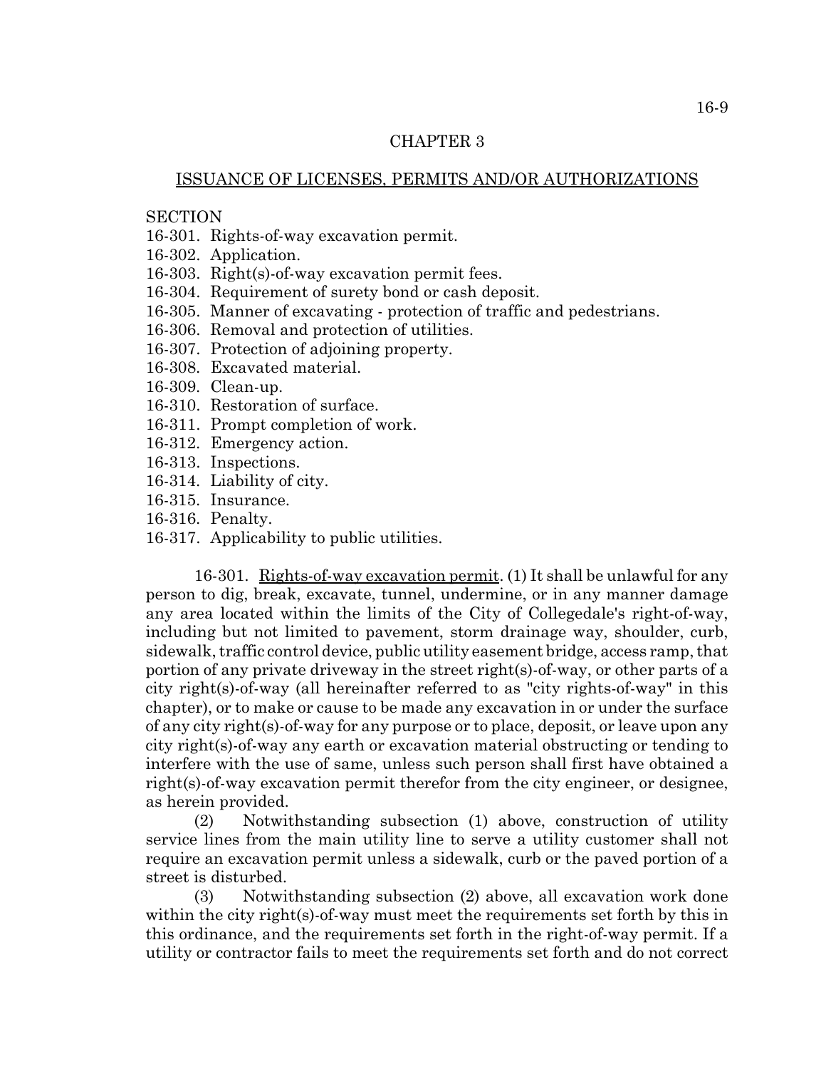## CHAPTER 3

## ISSUANCE OF LICENSES, PERMITS AND/OR AUTHORIZATIONS

SECTION
16-301. Rights-of-way excavation permit.
16-302. Application.
16-303. Right(s)-of-way excavation permit fees.
16-304. Requirement of surety bond or cash deposit.
16-305. Manner of excavating - protection of traffic and pedestrians.
16-306. Removal and protection of utilities.
16-307. Protection of adjoining property.
16-308. Excavated material.
16-309. Clean-up.
16-310. Restoration of surface.
16-311. Prompt completion of work.
16-312. Emergency action.
16-313. Inspections.
16-314. Liability of city.
16-315. Insurance.
16-316. Penalty.
16-317. Applicability to public utilities.

16-301. Rights-of-way excavation permit. (1) It shall be unlawful for any person to dig, break, excavate, tunnel, undermine, or in any manner damage any area located within the limits of the City of Collegedale's right-of-way, including but not limited to pavement, storm drainage way, shoulder, curb, sidewalk, traffic control device, public utility easement bridge, access ramp, that portion of any private driveway in the street right(s)-of-way, or other parts of a city right(s)-of-way (all hereinafter referred to as "city rights-of-way" in this chapter), or to make or cause to be made any excavation in or under the surface of any city right(s)-of-way for any purpose or to place, deposit, or leave upon any city right(s)-of-way any earth or excavation material obstructing or tending to interfere with the use of same, unless such person shall first have obtained a right(s)-of-way excavation permit therefor from the city engineer, or designee, as herein provided.

(2) Notwithstanding subsection (1) above, construction of utility service lines from the main utility line to serve a utility customer shall not require an excavation permit unless a sidewalk, curb or the paved portion of a street is disturbed.

(3) Notwithstanding subsection (2) above, all excavation work done within the city right(s)-of-way must meet the requirements set forth by this in this ordinance, and the requirements set forth in the right-of-way permit. If a utility or contractor fails to meet the requirements set forth and do not correct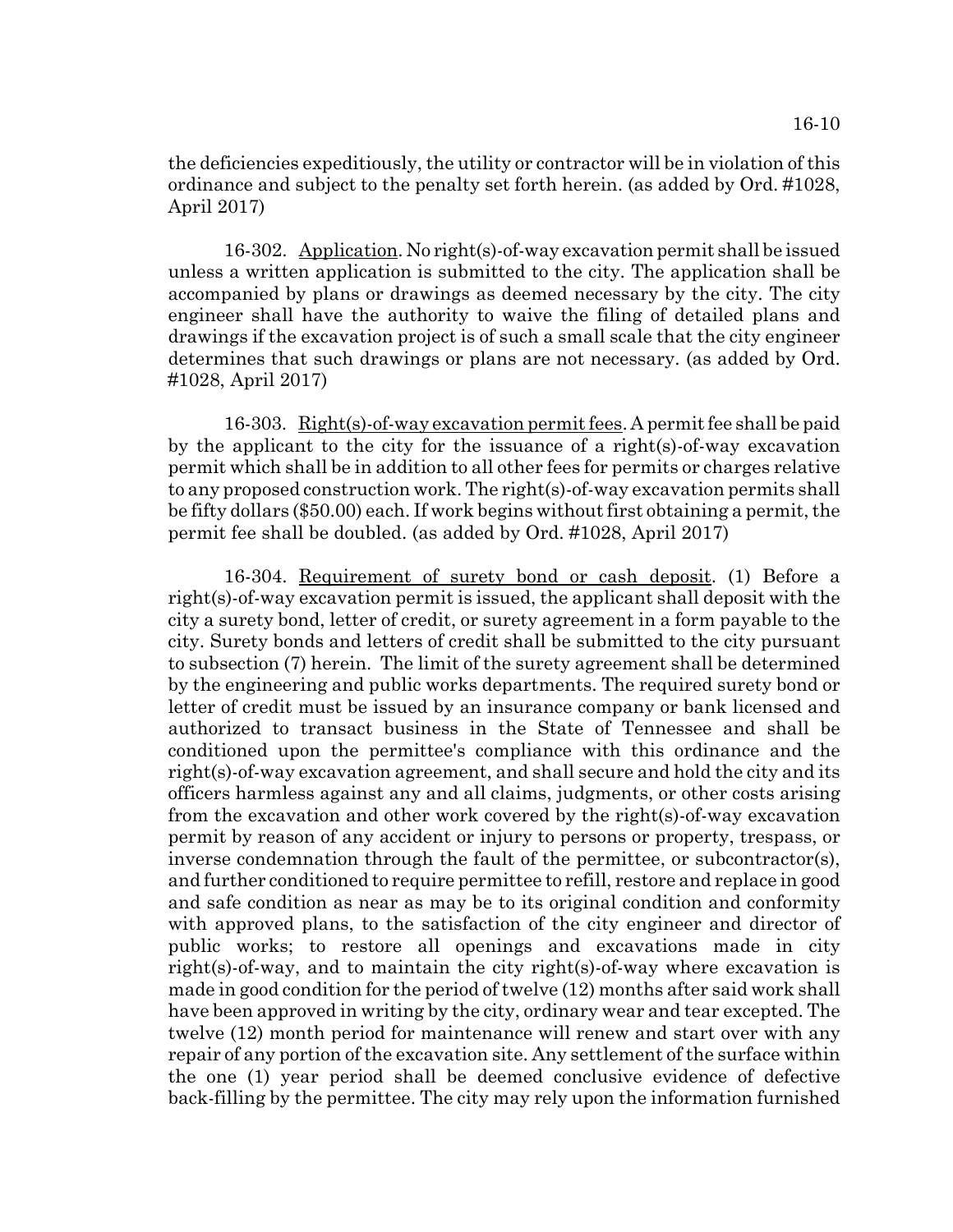the deficiencies expeditiously, the utility or contractor will be in violation of this ordinance and subject to the penalty set forth herein. (as added by Ord. #1028, April 2017)

16-302. Application. No right(s)-of-way excavation permit shall be issued unless a written application is submitted to the city. The application shall be accompanied by plans or drawings as deemed necessary by the city. The city engineer shall have the authority to waive the filing of detailed plans and drawings if the excavation project is of such a small scale that the city engineer determines that such drawings or plans are not necessary. (as added by Ord. #1028, April 2017)

16-303. Right(s)-of-way excavation permit fees. A permit fee shall be paid by the applicant to the city for the issuance of a right(s)-of-way excavation permit which shall be in addition to all other fees for permits or charges relative to any proposed construction work. The right(s)-of-way excavation permits shall be fifty dollars ($50.00) each. If work begins without first obtaining a permit, the permit fee shall be doubled. (as added by Ord. #1028, April 2017)

16-304. Requirement of surety bond or cash deposit. (1) Before a right(s)-of-way excavation permit is issued, the applicant shall deposit with the city a surety bond, letter of credit, or surety agreement in a form payable to the city. Surety bonds and letters of credit shall be submitted to the city pursuant to subsection (7) herein. The limit of the surety agreement shall be determined by the engineering and public works departments. The required surety bond or letter of credit must be issued by an insurance company or bank licensed and authorized to transact business in the State of Tennessee and shall be conditioned upon the permittee's compliance with this ordinance and the right(s)-of-way excavation agreement, and shall secure and hold the city and its officers harmless against any and all claims, judgments, or other costs arising from the excavation and other work covered by the right(s)-of-way excavation permit by reason of any accident or injury to persons or property, trespass, or inverse condemnation through the fault of the permittee, or subcontractor(s), and further conditioned to require permittee to refill, restore and replace in good and safe condition as near as may be to its original condition and conformity with approved plans, to the satisfaction of the city engineer and director of public works; to restore all openings and excavations made in city right(s)-of-way, and to maintain the city right(s)-of-way where excavation is made in good condition for the period of twelve (12) months after said work shall have been approved in writing by the city, ordinary wear and tear excepted. The twelve (12) month period for maintenance will renew and start over with any repair of any portion of the excavation site. Any settlement of the surface within the one (1) year period shall be deemed conclusive evidence of defective back-filling by the permittee. The city may rely upon the information furnished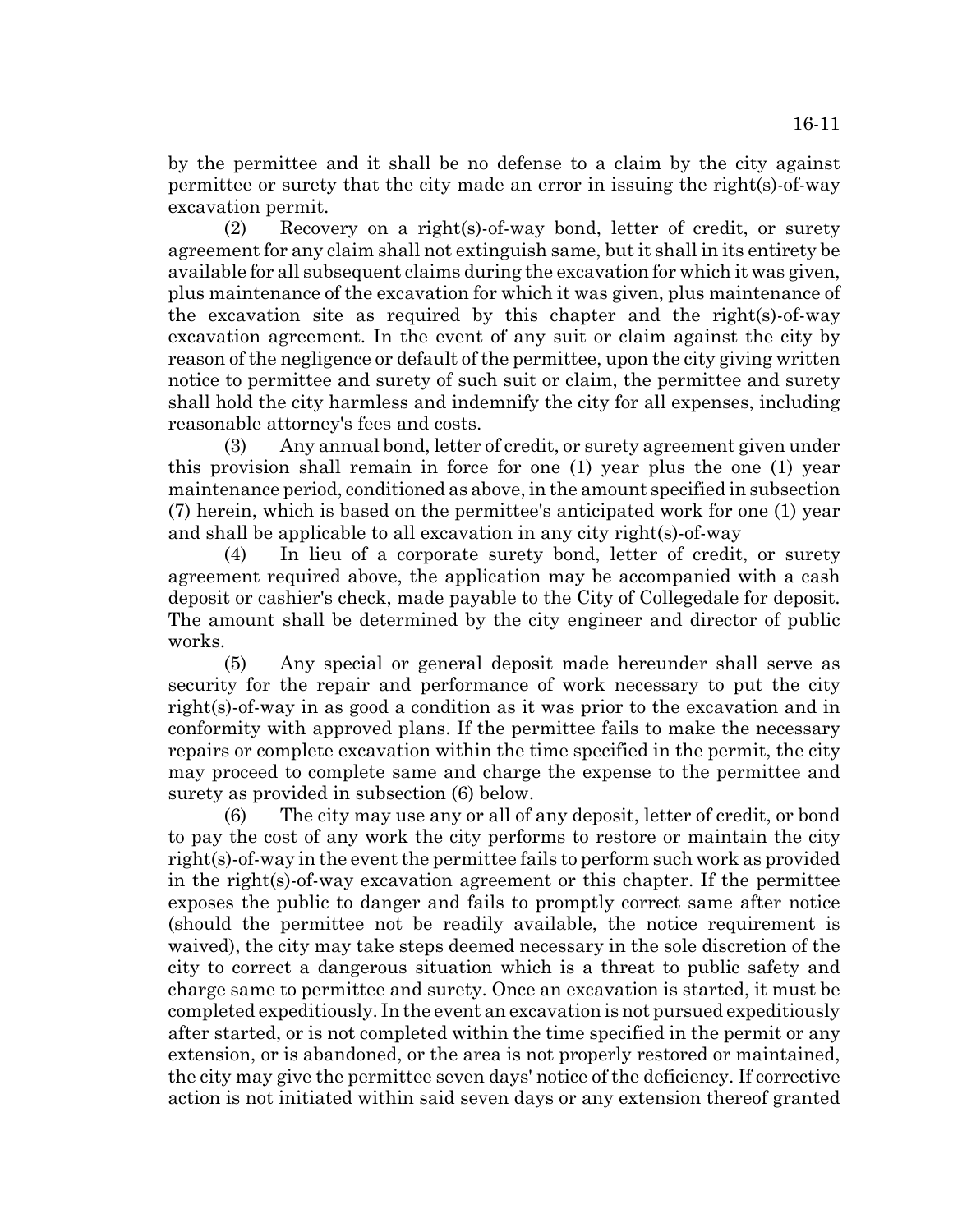by the permittee and it shall be no defense to a claim by the city against permittee or surety that the city made an error in issuing the right(s)-of-way excavation permit.

(2) Recovery on a right(s)-of-way bond, letter of credit, or surety agreement for any claim shall not extinguish same, but it shall in its entirety be available for all subsequent claims during the excavation for which it was given, plus maintenance of the excavation for which it was given, plus maintenance of the excavation site as required by this chapter and the right(s)-of-way excavation agreement. In the event of any suit or claim against the city by reason of the negligence or default of the permittee, upon the city giving written notice to permittee and surety of such suit or claim, the permittee and surety shall hold the city harmless and indemnify the city for all expenses, including reasonable attorney's fees and costs.

(3) Any annual bond, letter of credit, or surety agreement given under this provision shall remain in force for one (1) year plus the one (1) year maintenance period, conditioned as above, in the amount specified in subsection (7) herein, which is based on the permittee's anticipated work for one (1) year and shall be applicable to all excavation in any city right(s)-of-way

(4) In lieu of a corporate surety bond, letter of credit, or surety agreement required above, the application may be accompanied with a cash deposit or cashier's check, made payable to the City of Collegedale for deposit. The amount shall be determined by the city engineer and director of public works.

(5) Any special or general deposit made hereunder shall serve as security for the repair and performance of work necessary to put the city right(s)-of-way in as good a condition as it was prior to the excavation and in conformity with approved plans. If the permittee fails to make the necessary repairs or complete excavation within the time specified in the permit, the city may proceed to complete same and charge the expense to the permittee and surety as provided in subsection (6) below.

(6) The city may use any or all of any deposit, letter of credit, or bond to pay the cost of any work the city performs to restore or maintain the city right(s)-of-way in the event the permittee fails to perform such work as provided in the right(s)-of-way excavation agreement or this chapter. If the permittee exposes the public to danger and fails to promptly correct same after notice (should the permittee not be readily available, the notice requirement is waived), the city may take steps deemed necessary in the sole discretion of the city to correct a dangerous situation which is a threat to public safety and charge same to permittee and surety. Once an excavation is started, it must be completed expeditiously. In the event an excavation is not pursued expeditiously after started, or is not completed within the time specified in the permit or any extension, or is abandoned, or the area is not properly restored or maintained, the city may give the permittee seven days' notice of the deficiency. If corrective action is not initiated within said seven days or any extension thereof granted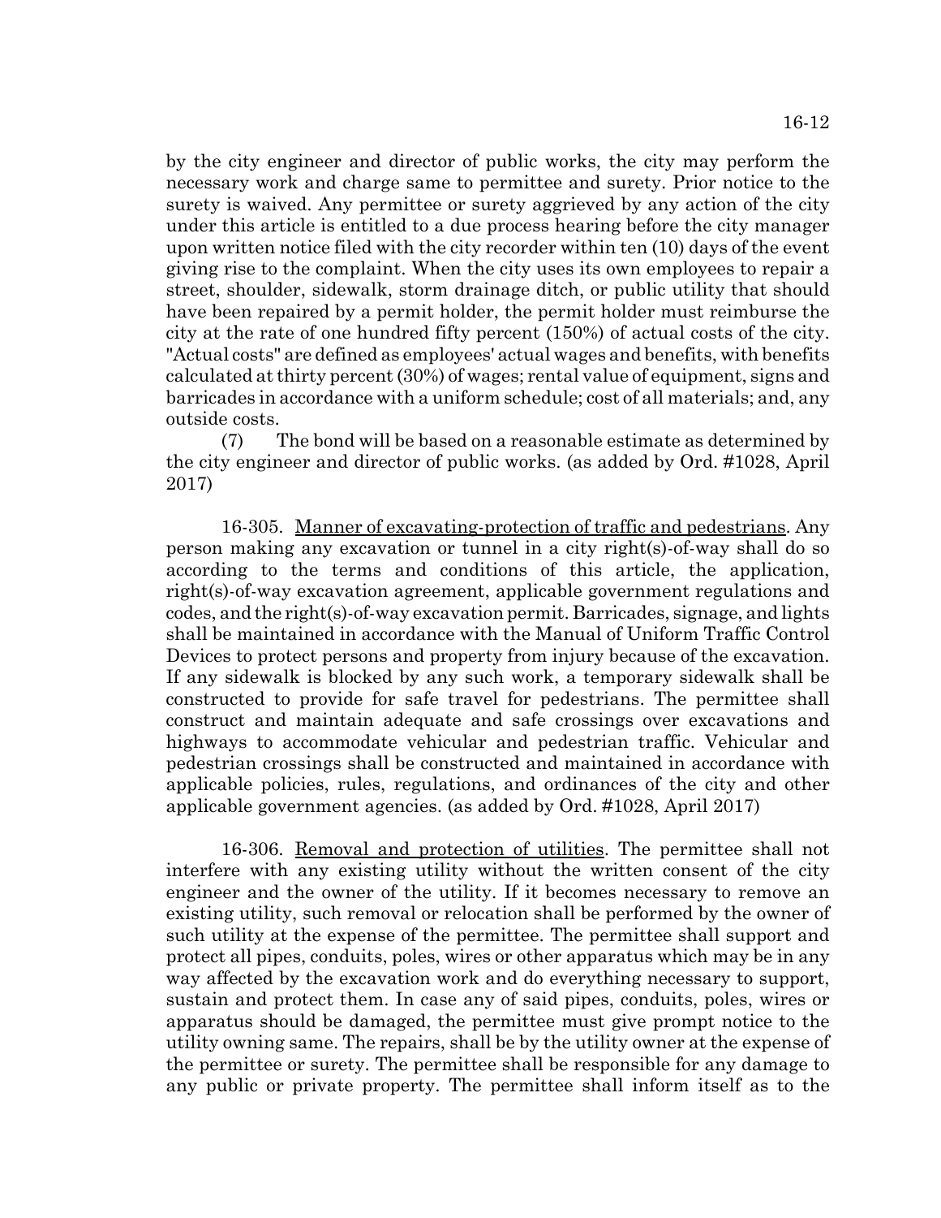by the city engineer and director of public works, the city may perform the necessary work and charge same to permittee and surety. Prior notice to the surety is waived. Any permittee or surety aggrieved by any action of the city under this article is entitled to a due process hearing before the city manager upon written notice filed with the city recorder within ten (10) days of the event giving rise to the complaint. When the city uses its own employees to repair a street, shoulder, sidewalk, storm drainage ditch, or public utility that should have been repaired by a permit holder, the permit holder must reimburse the city at the rate of one hundred fifty percent (150%) of actual costs of the city. "Actual costs" are defined as employees' actual wages and benefits, with benefits calculated at thirty percent (30%) of wages; rental value of equipment, signs and barricades in accordance with a uniform schedule; cost of all materials; and, any outside costs.

(7) The bond will be based on a reasonable estimate as determined by the city engineer and director of public works. (as added by Ord. #1028, April 2017)

16-305. Manner of excavating-protection of traffic and pedestrians. Any person making any excavation or tunnel in a city right(s)-of-way shall do so according to the terms and conditions of this article, the application, right(s)-of-way excavation agreement, applicable government regulations and codes, and the right(s)-of-way excavation permit. Barricades, signage, and lights shall be maintained in accordance with the Manual of Uniform Traffic Control Devices to protect persons and property from injury because of the excavation. If any sidewalk is blocked by any such work, a temporary sidewalk shall be constructed to provide for safe travel for pedestrians. The permittee shall construct and maintain adequate and safe crossings over excavations and highways to accommodate vehicular and pedestrian traffic. Vehicular and pedestrian crossings shall be constructed and maintained in accordance with applicable policies, rules, regulations, and ordinances of the city and other applicable government agencies. (as added by Ord. #1028, April 2017)

16-306. Removal and protection of utilities. The permittee shall not interfere with any existing utility without the written consent of the city engineer and the owner of the utility. If it becomes necessary to remove an existing utility, such removal or relocation shall be performed by the owner of such utility at the expense of the permittee. The permittee shall support and protect all pipes, conduits, poles, wires or other apparatus which may be in any way affected by the excavation work and do everything necessary to support, sustain and protect them. In case any of said pipes, conduits, poles, wires or apparatus should be damaged, the permittee must give prompt notice to the utility owning same. The repairs, shall be by the utility owner at the expense of the permittee or surety. The permittee shall be responsible for any damage to any public or private property. The permittee shall inform itself as to the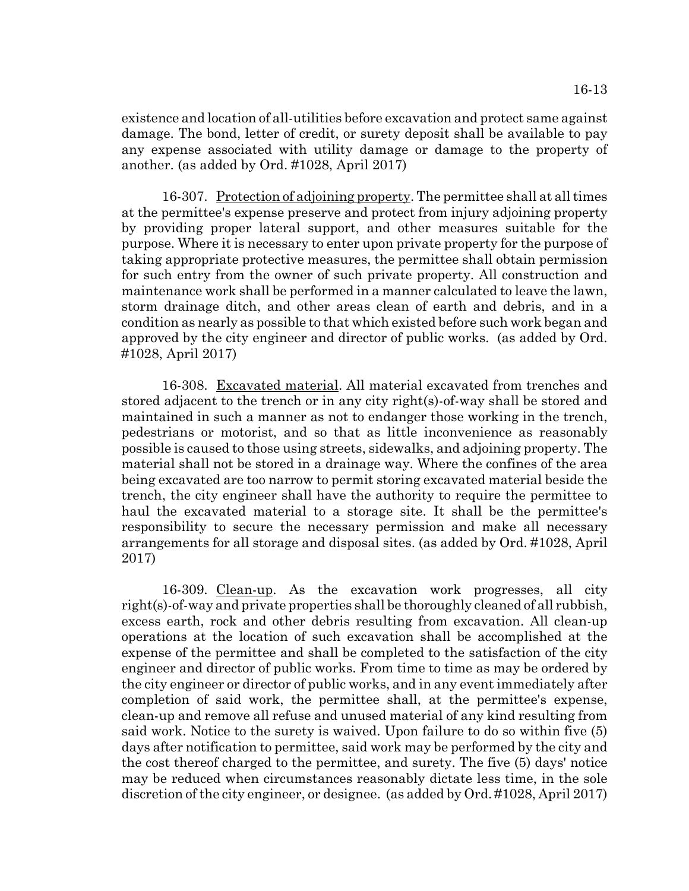existence and location of all-utilities before excavation and protect same against damage. The bond, letter of credit, or surety deposit shall be available to pay any expense associated with utility damage or damage to the property of another. (as added by Ord. #1028, April 2017)

16-307. Protection of adjoining property. The permittee shall at all times at the permittee's expense preserve and protect from injury adjoining property by providing proper lateral support, and other measures suitable for the purpose. Where it is necessary to enter upon private property for the purpose of taking appropriate protective measures, the permittee shall obtain permission for such entry from the owner of such private property. All construction and maintenance work shall be performed in a manner calculated to leave the lawn, storm drainage ditch, and other areas clean of earth and debris, and in a condition as nearly as possible to that which existed before such work began and approved by the city engineer and director of public works. (as added by Ord. #1028, April 2017)

16-308. Excavated material. All material excavated from trenches and stored adjacent to the trench or in any city right(s)-of-way shall be stored and maintained in such a manner as not to endanger those working in the trench, pedestrians or motorist, and so that as little inconvenience as reasonably possible is caused to those using streets, sidewalks, and adjoining property. The material shall not be stored in a drainage way. Where the confines of the area being excavated are too narrow to permit storing excavated material beside the trench, the city engineer shall have the authority to require the permittee to haul the excavated material to a storage site. It shall be the permittee's responsibility to secure the necessary permission and make all necessary arrangements for all storage and disposal sites. (as added by Ord. #1028, April 2017)

16-309. Clean-up. As the excavation work progresses, all city right(s)-of-way and private properties shall be thoroughly cleaned of all rubbish, excess earth, rock and other debris resulting from excavation. All clean-up operations at the location of such excavation shall be accomplished at the expense of the permittee and shall be completed to the satisfaction of the city engineer and director of public works. From time to time as may be ordered by the city engineer or director of public works, and in any event immediately after completion of said work, the permittee shall, at the permittee's expense, clean-up and remove all refuse and unused material of any kind resulting from said work. Notice to the surety is waived. Upon failure to do so within five (5) days after notification to permittee, said work may be performed by the city and the cost thereof charged to the permittee, and surety. The five (5) days' notice may be reduced when circumstances reasonably dictate less time, in the sole discretion of the city engineer, or designee. (as added by Ord. #1028, April 2017)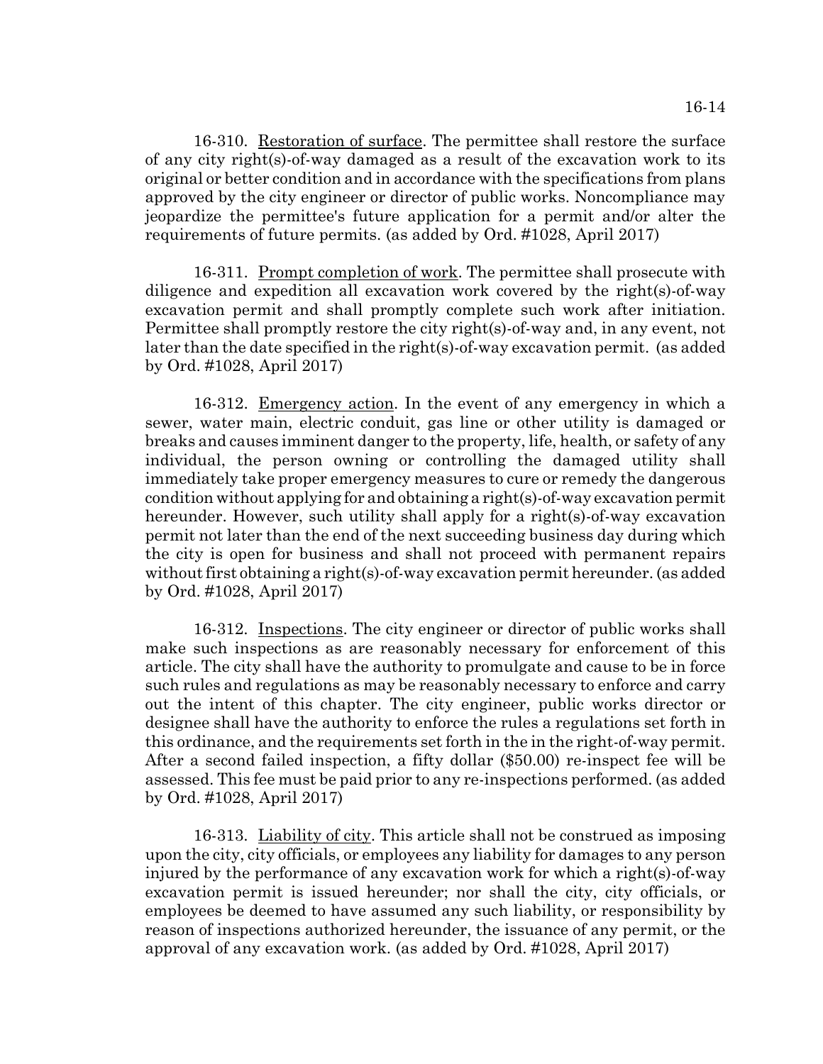16-310. Restoration of surface. The permittee shall restore the surface of any city right(s)-of-way damaged as a result of the excavation work to its original or better condition and in accordance with the specifications from plans approved by the city engineer or director of public works. Noncompliance may jeopardize the permittee's future application for a permit and/or alter the requirements of future permits. (as added by Ord. #1028, April 2017)

16-311. Prompt completion of work. The permittee shall prosecute with diligence and expedition all excavation work covered by the right(s)-of-way excavation permit and shall promptly complete such work after initiation. Permittee shall promptly restore the city right(s)-of-way and, in any event, not later than the date specified in the right(s)-of-way excavation permit. (as added by Ord. #1028, April 2017)

16-312. Emergency action. In the event of any emergency in which a sewer, water main, electric conduit, gas line or other utility is damaged or breaks and causes imminent danger to the property, life, health, or safety of any individual, the person owning or controlling the damaged utility shall immediately take proper emergency measures to cure or remedy the dangerous condition without applying for and obtaining a right(s)-of-way excavation permit hereunder. However, such utility shall apply for a right(s)-of-way excavation permit not later than the end of the next succeeding business day during which the city is open for business and shall not proceed with permanent repairs without first obtaining a right(s)-of-way excavation permit hereunder. (as added by Ord. #1028, April 2017)

16-312. Inspections. The city engineer or director of public works shall make such inspections as are reasonably necessary for enforcement of this article. The city shall have the authority to promulgate and cause to be in force such rules and regulations as may be reasonably necessary to enforce and carry out the intent of this chapter. The city engineer, public works director or designee shall have the authority to enforce the rules a regulations set forth in this ordinance, and the requirements set forth in the in the right-of-way permit. After a second failed inspection, a fifty dollar ($50.00) re-inspect fee will be assessed. This fee must be paid prior to any re-inspections performed. (as added by Ord. #1028, April 2017)

16-313. Liability of city. This article shall not be construed as imposing upon the city, city officials, or employees any liability for damages to any person injured by the performance of any excavation work for which a right(s)-of-way excavation permit is issued hereunder; nor shall the city, city officials, or employees be deemed to have assumed any such liability, or responsibility by reason of inspections authorized hereunder, the issuance of any permit, or the approval of any excavation work. (as added by Ord. #1028, April 2017)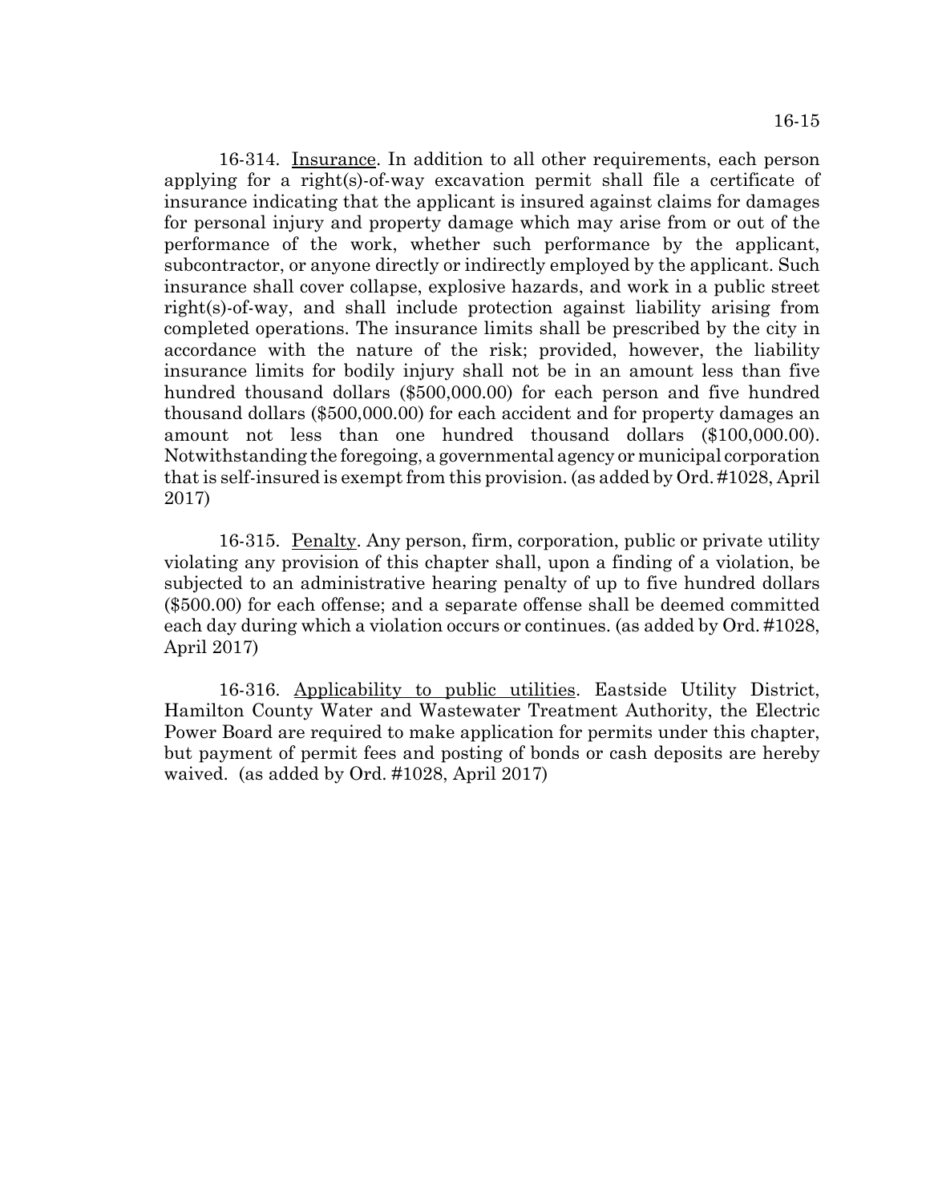16-314. Insurance. In addition to all other requirements, each person applying for a right(s)-of-way excavation permit shall file a certificate of insurance indicating that the applicant is insured against claims for damages for personal injury and property damage which may arise from or out of the performance of the work, whether such performance by the applicant, subcontractor, or anyone directly or indirectly employed by the applicant. Such insurance shall cover collapse, explosive hazards, and work in a public street right(s)-of-way, and shall include protection against liability arising from completed operations. The insurance limits shall be prescribed by the city in accordance with the nature of the risk; provided, however, the liability insurance limits for bodily injury shall not be in an amount less than five hundred thousand dollars ($500,000.00) for each person and five hundred thousand dollars ($500,000.00) for each accident and for property damages an amount not less than one hundred thousand dollars ($100,000.00). Notwithstanding the foregoing, a governmental agency or municipal corporation that is self-insured is exempt from this provision. (as added by Ord. #1028, April 2017)

16-315. Penalty. Any person, firm, corporation, public or private utility violating any provision of this chapter shall, upon a finding of a violation, be subjected to an administrative hearing penalty of up to five hundred dollars ($500.00) for each offense; and a separate offense shall be deemed committed each day during which a violation occurs or continues. (as added by Ord. #1028, April 2017)

16-316. Applicability to public utilities. Eastside Utility District, Hamilton County Water and Wastewater Treatment Authority, the Electric Power Board are required to make application for permits under this chapter, but payment of permit fees and posting of bonds or cash deposits are hereby waived. (as added by Ord. #1028, April 2017)